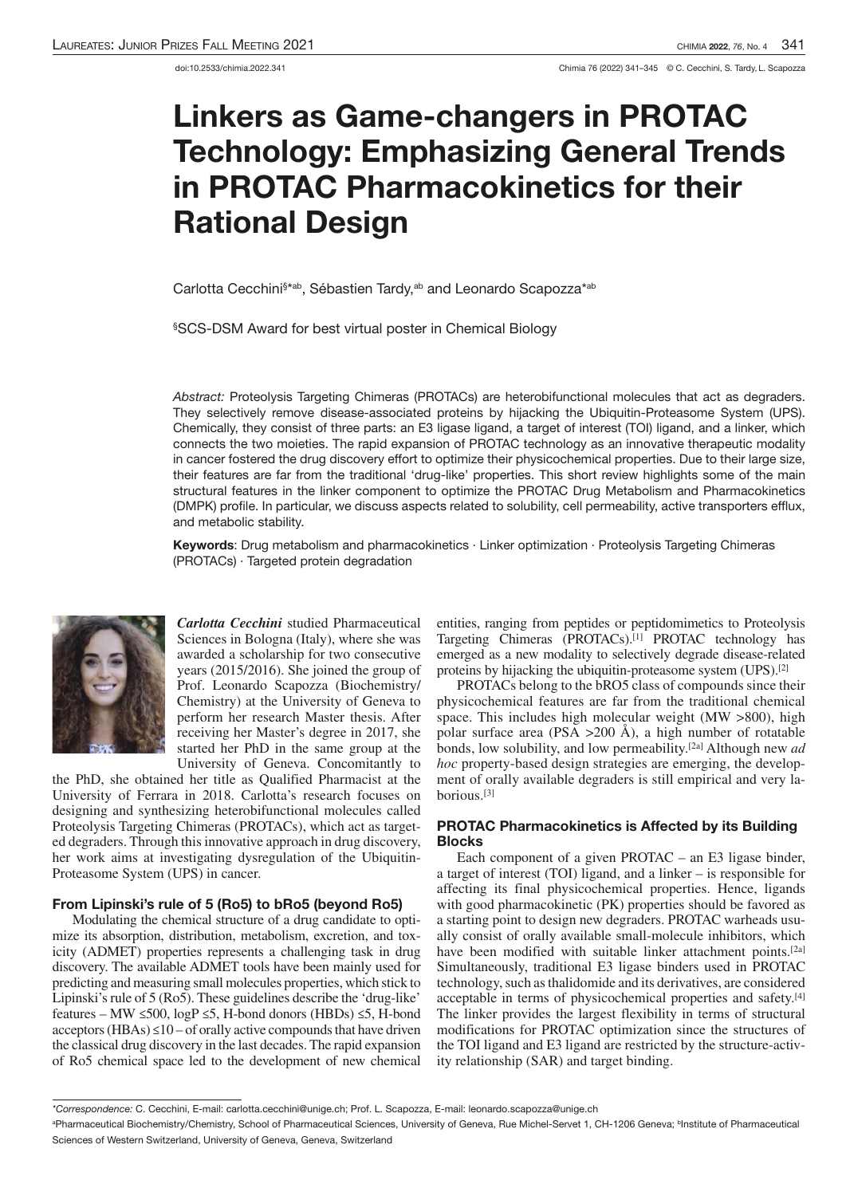doi:10.2533/chimia.2022.341

Chimia 76 (2022) 341–345 © C. Cecchini, S. Tardy, L. Scapozza

# Linkers as Game-changers in PROTAC Technology: Emphasizing General Trends in PROTAC Pharmacokinetics for their Rational Design

Carlotta Cecchini[§*ab], Sébastien Tardy,[ab] and Leonardo Scapozza*[ab]

[§]SCS-DSM Award for best virtual poster in Chemical Biology

*Abstract:* Proteolysis Targeting Chimeras (PROTACs) are heterobifunctional molecules that act as degraders. They selectively remove disease-associated proteins by hijacking the Ubiquitin-Proteasome System (UPS). Chemically, they consist of three parts: an E3 ligase ligand, a target of interest (TOI) ligand, and a linker, which connects the two moieties. The rapid expansion of PROTAC technology as an innovative therapeutic modality in cancer fostered the drug discovery effort to optimize their physicochemical properties. Due to their large size, their features are far from the traditional 'drug-like' properties. This short review highlights some of the main structural features in the linker component to optimize the PROTAC Drug Metabolism and Pharmacokinetics (DMPK) profile. In particular, we discuss aspects related to solubility, cell permeability, active transporters efflux, and metabolic stability.

**Keywords**: Drug metabolism and pharmacokinetics · Linker optimization · Proteolysis Targeting Chimeras (PROTACs) · Targeted protein degradation

***Carlotta Cecchini*** studied Pharmaceutical Sciences in Bologna (Italy), where she was awarded a scholarship for two consecutive years (2015/2016). She joined the group of Prof. Leonardo Scapozza (Biochemistry/Chemistry) at the University of Geneva to perform her research Master thesis. After receiving her Master's degree in 2017, she started her PhD in the same group at the University of Geneva. Concomitantly to the PhD, she obtained her title as Qualified Pharmacist at the University of Ferrara in 2018. Carlotta's research focuses on designing and synthesizing heterobifunctional molecules called Proteolysis Targeting Chimeras (PROTACs), which act as targeted degraders. Through this innovative approach in drug discovery, her work aims at investigating dysregulation of the Ubiquitin-Proteasome System (UPS) in cancer.

### From Lipinski's rule of 5 (Ro5) to bRo5 (beyond Ro5)

Modulating the chemical structure of a drug candidate to optimize its absorption, distribution, metabolism, excretion, and toxicity (ADMET) properties represents a challenging task in drug discovery. The available ADMET tools have been mainly used for predicting and measuring small molecules properties, which stick to Lipinski's rule of 5 (Ro5). These guidelines describe the 'drug-like' features – MW ≤500, logP ≤5, H-bond donors (HBDs) ≤5, H-bond acceptors (HBAs) ≤10 – of orally active compounds that have driven the classical drug discovery in the last decades. The rapid expansion of Ro5 chemical space led to the development of new chemical entities, ranging from peptides or peptidomimetics to Proteolysis Targeting Chimeras (PROTACs).[1] PROTAC technology has emerged as a new modality to selectively degrade disease-related proteins by hijacking the ubiquitin-proteasome system (UPS).[2]

PROTACs belong to the bRO5 class of compounds since their physicochemical features are far from the traditional chemical space. This includes high molecular weight (MW >800), high polar surface area (PSA >200 Å), a high number of rotatable bonds, low solubility, and low permeability.[2a] Although new *ad hoc* property-based design strategies are emerging, the development of orally available degraders is still empirical and very laborious.[3]

### PROTAC Pharmacokinetics is Affected by its Building Blocks

Each component of a given PROTAC – an E3 ligase binder, a target of interest (TOI) ligand, and a linker – is responsible for affecting its final physicochemical properties. Hence, ligands with good pharmacokinetic (PK) properties should be favored as a starting point to design new degraders. PROTAC warheads usually consist of orally available small-molecule inhibitors, which have been modified with suitable linker attachment points.[2a] Simultaneously, traditional E3 ligase binders used in PROTAC technology, such as thalidomide and its derivatives, are considered acceptable in terms of physicochemical properties and safety.[4] The linker provides the largest flexibility in terms of structural modifications for PROTAC optimization since the structures of the TOI ligand and E3 ligand are restricted by the structure-activity relationship (SAR) and target binding.

*Correspondence:* C. Cecchini, E-mail: carlotta.cecchini@unige.ch; Prof. L. Scapozza, E-mail: leonardo.scapozza@unige.ch

[a]Pharmaceutical Biochemistry/Chemistry, School of Pharmaceutical Sciences, University of Geneva, Rue Michel-Servet 1, CH-1206 Geneva; [b]Institute of Pharmaceutical Sciences of Western Switzerland, University of Geneva, Geneva, Switzerland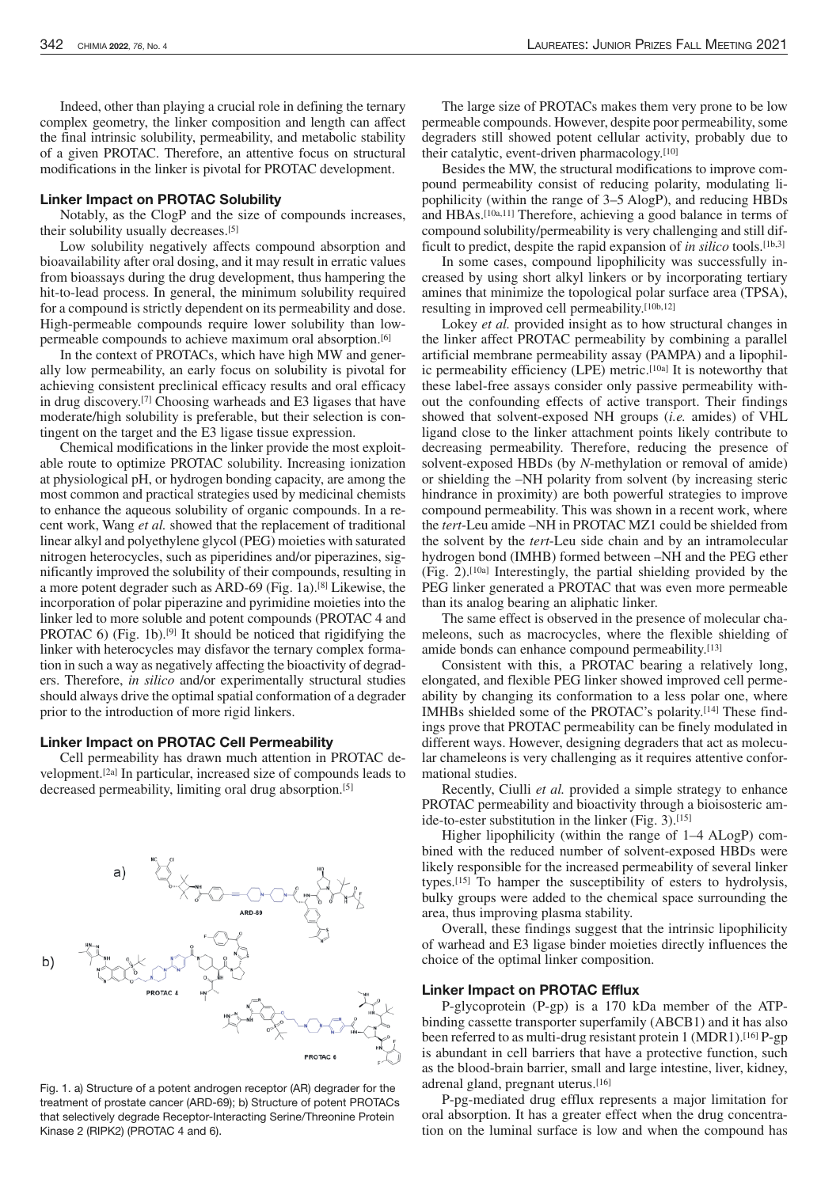Indeed, other than playing a crucial role in defining the ternary complex geometry, the linker composition and length can affect the final intrinsic solubility, permeability, and metabolic stability of a given PROTAC. Therefore, an attentive focus on structural modifications in the linker is pivotal for PROTAC development.

### Linker Impact on PROTAC Solubility

Notably, as the ClogP and the size of compounds increases, their solubility usually decreases.[5]

Low solubility negatively affects compound absorption and bioavailability after oral dosing, and it may result in erratic values from bioassays during the drug development, thus hampering the hit-to-lead process. In general, the minimum solubility required for a compound is strictly dependent on its permeability and dose. High-permeable compounds require lower solubility than low-permeable compounds to achieve maximum oral absorption.[6]

In the context of PROTACs, which have high MW and generally low permeability, an early focus on solubility is pivotal for achieving consistent preclinical efficacy results and oral efficacy in drug discovery.[7] Choosing warheads and E3 ligases that have moderate/high solubility is preferable, but their selection is contingent on the target and the E3 ligase tissue expression.

Chemical modifications in the linker provide the most exploitable route to optimize PROTAC solubility. Increasing ionization at physiological pH, or hydrogen bonding capacity, are among the most common and practical strategies used by medicinal chemists to enhance the aqueous solubility of organic compounds. In a recent work, Wang *et al.* showed that the replacement of traditional linear alkyl and polyethylene glycol (PEG) moieties with saturated nitrogen heterocycles, such as piperidines and/or piperazines, significantly improved the solubility of their compounds, resulting in a more potent degrader such as ARD-69 (Fig. 1a).[8] Likewise, the incorporation of polar piperazine and pyrimidine moieties into the linker led to more soluble and potent compounds (PROTAC 4 and PROTAC 6) (Fig. 1b).[9] It should be noticed that rigidifying the linker with heterocycles may disfavor the ternary complex formation in such a way as negatively affecting the bioactivity of degraders. Therefore, *in silico* and/or experimentally structural studies should always drive the optimal spatial conformation of a degrader prior to the introduction of more rigid linkers.

### Linker Impact on PROTAC Cell Permeability

Cell permeability has drawn much attention in PROTAC development.[2a] In particular, increased size of compounds leads to decreased permeability, limiting oral drug absorption.[5]

Fig. 1. a) Structure of a potent androgen receptor (AR) degrader for the treatment of prostate cancer (ARD-69); b) Structure of potent PROTACs that selectively degrade Receptor-Interacting Serine/Threonine Protein Kinase 2 (RIPK2) (PROTAC 4 and 6).

The large size of PROTACs makes them very prone to be low permeable compounds. However, despite poor permeability, some degraders still showed potent cellular activity, probably due to their catalytic, event-driven pharmacology.[10]

Besides the MW, the structural modifications to improve compound permeability consist of reducing polarity, modulating lipophilicity (within the range of 3–5 AlogP), and reducing HBDs and HBAs.[10a,11] Therefore, achieving a good balance in terms of compound solubility/permeability is very challenging and still difficult to predict, despite the rapid expansion of *in silico* tools.[1b,3]

In some cases, compound lipophilicity was successfully increased by using short alkyl linkers or by incorporating tertiary amines that minimize the topological polar surface area (TPSA), resulting in improved cell permeability.[10b,12]

Lokey *et al.* provided insight as to how structural changes in the linker affect PROTAC permeability by combining a parallel artificial membrane permeability assay (PAMPA) and a lipophilic permeability efficiency (LPE) metric.[10a] It is noteworthy that these label-free assays consider only passive permeability without the confounding effects of active transport. Their findings showed that solvent-exposed NH groups (*i.e.* amides) of VHL ligand close to the linker attachment points likely contribute to decreasing permeability. Therefore, reducing the presence of solvent-exposed HBDs (by *N*-methylation or removal of amide) or shielding the –NH polarity from solvent (by increasing steric hindrance in proximity) are both powerful strategies to improve compound permeability. This was shown in a recent work, where the *tert*-Leu amide –NH in PROTAC MZ1 could be shielded from the solvent by the *tert*-Leu side chain and by an intramolecular hydrogen bond (IMHB) formed between –NH and the PEG ether (Fig. 2).[10a] Interestingly, the partial shielding provided by the PEG linker generated a PROTAC that was even more permeable than its analog bearing an aliphatic linker.

The same effect is observed in the presence of molecular chameleons, such as macrocycles, where the flexible shielding of amide bonds can enhance compound permeability.[13]

Consistent with this, a PROTAC bearing a relatively long, elongated, and flexible PEG linker showed improved cell permeability by changing its conformation to a less polar one, where IMHBs shielded some of the PROTAC's polarity.[14] These findings prove that PROTAC permeability can be finely modulated in different ways. However, designing degraders that act as molecular chameleons is very challenging as it requires attentive conformational studies.

Recently, Ciulli *et al.* provided a simple strategy to enhance PROTAC permeability and bioactivity through a bioisosteric amide-to-ester substitution in the linker (Fig. 3).[15]

Higher lipophilicity (within the range of 1–4 ALogP) combined with the reduced number of solvent-exposed HBDs were likely responsible for the increased permeability of several linker types.[15] To hamper the susceptibility of esters to hydrolysis, bulky groups were added to the chemical space surrounding the area, thus improving plasma stability.

Overall, these findings suggest that the intrinsic lipophilicity of warhead and E3 ligase binder moieties directly influences the choice of the optimal linker composition.

### Linker Impact on PROTAC Efflux

P-glycoprotein (P-gp) is a 170 kDa member of the ATP-binding cassette transporter superfamily (ABCB1) and it has also been referred to as multi-drug resistant protein 1 (MDR1).[16] P-gp is abundant in cell barriers that have a protective function, such as the blood-brain barrier, small and large intestine, liver, kidney, adrenal gland, pregnant uterus.[16]

P-pg-mediated drug efflux represents a major limitation for oral absorption. It has a greater effect when the drug concentration on the luminal surface is low and when the compound has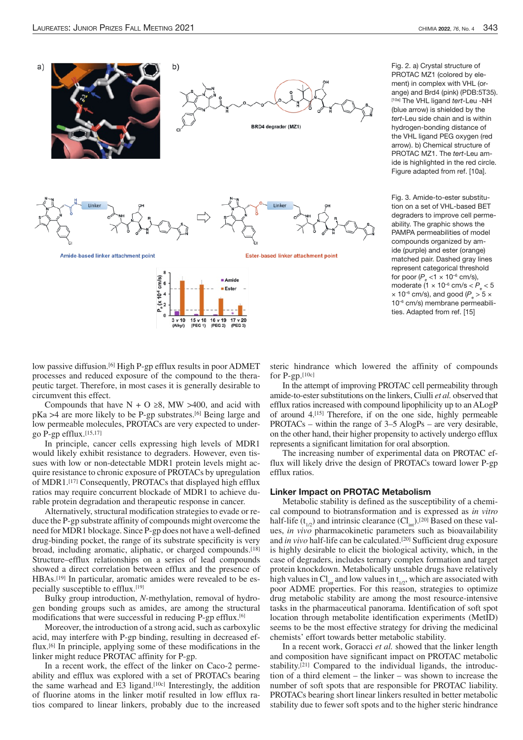Fig. 2. a) Crystal structure of PROTAC MZ1 (colored by element) in complex with VHL (orange) and Brd4 (pink) (PDB:5T35).[10a] The VHL ligand *tert*-Leu -NH (blue arrow) is shielded by the *tert*-Leu side chain and is within hydrogen-bonding distance of the VHL ligand PEG oxygen (red arrow). b) Chemical structure of PROTAC MZ1. The *tert*-Leu amide is highlighted in the red circle. Figure adapted from ref. [10a].

Fig. 3. Amide-to-ester substitution on a set of VHL-based BET degraders to improve cell permeability. The graphic shows the PAMPA permeabilities of model compounds organized by amide (purple) and ester (orange) matched pair. Dashed gray lines represent categorical threshold for poor ($P_e$ <1 × 10⁻⁶ cm/s), moderate (1 × 10⁻⁶ cm/s < $P_e$ < 5 × 10⁻⁶ cm/s), and good ($P_e$ > 5 × 10⁻⁶ cm/s) membrane permeabilities. Adapted from ref. [15]

low passive diffusion.[6] High P-gp efflux results in poor ADMET processes and reduced exposure of the compound to the therapeutic target. Therefore, in most cases it is generally desirable to circumvent this effect.

Compounds that have N + O ≥8, MW >400, and acid with pKa >4 are more likely to be P-gp substrates.[6] Being large and low permeable molecules, PROTACs are very expected to undergo P-gp efflux.[15,17]

In principle, cancer cells expressing high levels of MDR1 would likely exhibit resistance to degraders. However, even tissues with low or non-detectable MDR1 protein levels might acquire resistance to chronic exposure of PROTACs by upregulation of MDR1.[17] Consequently, PROTACs that displayed high efflux ratios may require concurrent blockade of MDR1 to achieve durable protein degradation and therapeutic response in cancer.

Alternatively, structural modification strategies to evade or reduce the P-gp substrate affinity of compounds might overcome the need for MDR1 blockage. Since P-gp does not have a well-defined drug-binding pocket, the range of its substrate specificity is very broad, including aromatic, aliphatic, or charged compounds.[18] Structure–efflux relationships on a series of lead compounds showed a direct correlation between efflux and the presence of HBAs.[19] In particular, aromatic amides were revealed to be especially susceptible to efflux.[19]

Bulky group introduction, *N*-methylation, removal of hydrogen bonding groups such as amides, are among the structural modifications that were successful in reducing P-gp efflux.[6]

Moreover, the introduction of a strong acid, such as carboxylic acid, may interfere with P-gp binding, resulting in decreased efflux.[6] In principle, applying some of these modifications in the linker might reduce PROTAC affinity for P-gp.

In a recent work, the effect of the linker on Caco-2 permeability and efflux was explored with a set of PROTACs bearing the same warhead and E3 ligand.[10c] Interestingly, the addition of fluorine atoms in the linker motif resulted in low efflux ratios compared to linear linkers, probably due to the increased steric hindrance which lowered the affinity of compounds for P-gp.[10c]

In the attempt of improving PROTAC cell permeability through amide-to-ester substitutions on the linkers, Ciulli *et al.* observed that efflux ratios increased with compound lipophilicity up to an ALogP of around 4.[15] Therefore, if on the one side, highly permeable PROTACs – within the range of 3–5 AlogPs – are very desirable, on the other hand, their higher propensity to actively undergo efflux represents a significant limitation for oral absorption.

The increasing number of experimental data on PROTAC efflux will likely drive the design of PROTACs toward lower P-gp efflux ratios.

## Linker Impact on PROTAC Metabolism

Metabolic stability is defined as the susceptibility of a chemical compound to biotransformation and is expressed as *in vitro* half-life ($t_{1/2}$) and intrinsic clearance ($Cl_{int}$).[20] Based on these values, *in vivo* pharmacokinetic parameters such as bioavailability and *in vivo* half-life can be calculated.[20] Sufficient drug exposure is highly desirable to elicit the biological activity, which, in the case of degraders, includes ternary complex formation and target protein knockdown. Metabolically unstable drugs have relatively high values in $Cl_{int}$ and low values in $t_{1/2}$, which are associated with poor ADME properties. For this reason, strategies to optimize drug metabolic stability are among the most resource-intensive tasks in the pharmaceutical panorama. Identification of soft spot location through metabolite identification experiments (MetID) seems to be the most effective strategy for driving the medicinal chemists' effort towards better metabolic stability.

In a recent work, Goracci *et al.* showed that the linker length and composition have significant impact on PROTAC metabolic stability.[21] Compared to the individual ligands, the introduction of a third element – the linker – was shown to increase the number of soft spots that are responsible for PROTAC liability. PROTACs bearing short linear linkers resulted in better metabolic stability due to fewer soft spots and to the higher steric hindrance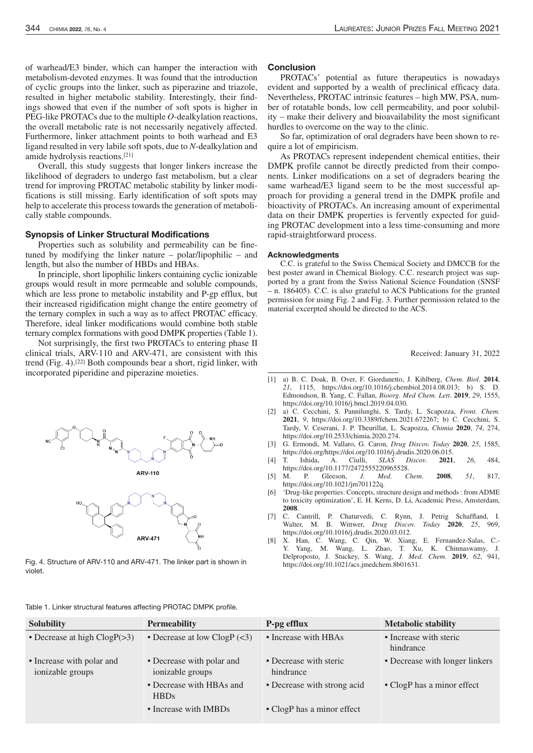of warhead/E3 binder, which can hamper the interaction with metabolism-devoted enzymes. It was found that the introduction of cyclic groups into the linker, such as piperazine and triazole, resulted in higher metabolic stability. Interestingly, their findings showed that even if the number of soft spots is higher in PEG-like PROTACs due to the multiple *O*-dealkylation reactions, the overall metabolic rate is not necessarily negatively affected. Furthermore, linker attachment points to both warhead and E3 ligand resulted in very labile soft spots, due to *N*-dealkylation and amide hydrolysis reactions.[21]

Overall, this study suggests that longer linkers increase the likelihood of degraders to undergo fast metabolism, but a clear trend for improving PROTAC metabolic stability by linker modifications is still missing. Early identification of soft spots may help to accelerate this process towards the generation of metabolically stable compounds.

### Synopsis of Linker Structural Modifications

Properties such as solubility and permeability can be fine-tuned by modifying the linker nature – polar/lipophilic – and length, but also the number of HBDs and HBAs.

In principle, short lipophilic linkers containing cyclic ionizable groups would result in more permeable and soluble compounds, which are less prone to metabolic instability and P-gp efflux, but their increased rigidification might change the entire geometry of the ternary complex in such a way as to affect PROTAC efficacy. Therefore, ideal linker modifications would combine both stable ternary complex formations with good DMPK properties (Table 1).

Not surprisingly, the first two PROTACs to entering phase II clinical trials, ARV-110 and ARV-471, are consistent with this trend (Fig. 4).[22] Both compounds bear a short, rigid linker, with incorporated piperidine and piperazine moieties.

Fig. 4. Structure of ARV-110 and ARV-471. The linker part is shown in violet.

### Conclusion

PROTACs' potential as future therapeutics is nowadays evident and supported by a wealth of preclinical efficacy data. Nevertheless, PROTAC intrinsic features – high MW, PSA, number of rotatable bonds, low cell permeability, and poor solubility – make their delivery and bioavailability the most significant hurdles to overcome on the way to the clinic.

So far, optimization of oral degraders have been shown to require a lot of empiricism.

As PROTACs represent independent chemical entities, their DMPK profile cannot be directly predicted from their components. Linker modifications on a set of degraders bearing the same warhead/E3 ligand seem to be the most successful approach for providing a general trend in the DMPK profile and bioactivity of PROTACs. An increasing amount of experimental data on their DMPK properties is fervently expected for guiding PROTAC development into a less time-consuming and more rapid-straightforward process.

#### Acknowledgments

C.C. is grateful to the Swiss Chemical Society and DMCCB for the best poster award in Chemical Biology. C.C. research project was supported by a grant from the Swiss National Science Foundation (SNSF – n. 186405). C.C. is also grateful to ACS Publications for the granted permission for using Fig. 2 and Fig. 3. Further permission related to the material excerpted should be directed to the ACS.

Received: January 31, 2022

Table 1. Linker structural features affecting PROTAC DMPK profile.

| Solubility | Permeability | P-pg efflux | Metabolic stability |
|---|---|---|---|
| • Decrease at high ClogP(>3) | • Decrease at low ClogP (<3) | • Increase with HBAs | • Increase with steric hindrance |
| • Increase with polar and ionizable groups | • Decrease with polar and ionizable groups | • Decrease with steric hindrance | • Decrease with longer linkers |
| | • Decrease with HBAs and HBDs | • Decrease with strong acid | • ClogP has a minor effect |
| | • Increase with IMBDs | • ClogP has a minor effect | |

[1] a) B. C. Doak, B. Over, F. Giordanetto, J. Kihlberg, *Chem. Biol*. **2014**, *21*, 1115, https://doi.org/10.1016/j.chembiol.2014.08.013; b) S. D. Edmondson, B. Yang, C. Fallan, *Bioorg. Med Chem. Lett*. **2019**, *29*, 1555, https://doi.org/10.1016/j.bmcl.2019.04.030.

[2] a) C. Cecchini, S. Pannilunghi, S. Tardy, L. Scapozza, *Front. Chem.* **2021**, *9*, https://doi.org/10.3389/fchem.2021.672267; b) C. Cecchini, S. Tardy, V. Ceserani, J. P. Theurillat, L. Scapozza, *Chimia* **2020**, *74*, 274, https://doi.org/10.2533/chimia.2020.274.

[3] G. Ermondi, M. Vallaro, G. Caron, *Drug Discov. Today* **2020**, *25*, 1585, https://doi.org/https://doi.org/10.1016/j.drudis.2020.06.015.

[4] T. Ishida, A. Ciulli, *SLAS Discov*. **2021**, *26*, 484, https://doi.org/10.1177/2472555220965528.

[5] M. P. Gleeson, *J. Med. Chem*. **2008**, *51*, 817, https://doi.org/10.1021/jm701122q.

[6] 'Drug-like properties: Concepts, structure design and methods : from ADME to toxicity optimization', E. H. Kerns, D. Li, Academic Press, Amsterdam, **2008**.

[7] C. Cantrill, P. Chaturvedi, C. Rynn, J. Petrig Schaffland, I. Walter, M. B. Wittwer, *Drug Discov. Today* **2020**, *25*, 969, https://doi.org/10.1016/j.drudis.2020.03.012.

[8] X. Han, C. Wang, C. Qin, W. Xiang, E. Fernandez-Salas, C.-Y. Yang, M. Wang, L. Zhao, T. Xu, K. Chinnaswamy, J. Delproposto, J. Stuckey, S. Wang, *J. Med. Chem.* **2019**, *62*, 941, https://doi.org/10.1021/acs.jmedchem.8b01631.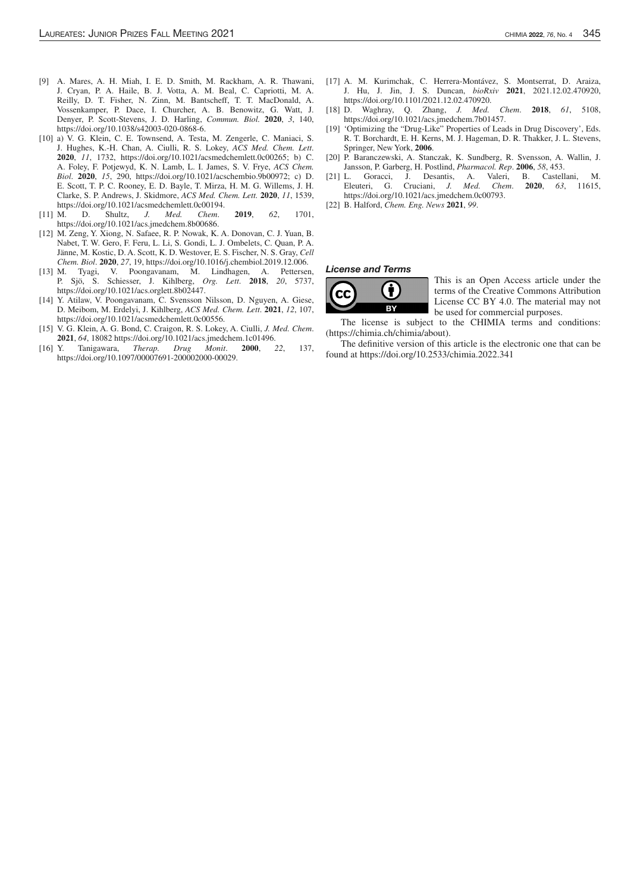[9] A. Mares, A. H. Miah, I. E. D. Smith, M. Rackham, A. R. Thawani, J. Cryan, P. A. Haile, B. J. Votta, A. M. Beal, C. Capriotti, M. A. Reilly, D. T. Fisher, N. Zinn, M. Bantscheff, T. T. MacDonald, A. Vossenkamper, P. Dace, I. Churcher, A. B. Benowitz, G. Watt, J. Denyer, P. Scott-Stevens, J. D. Harling, *Commun. Biol.* **2020**, *3*, 140, https://doi.org/10.1038/s42003-020-0868-6.

[10] a) V. G. Klein, C. E. Townsend, A. Testa, M. Zengerle, C. Maniaci, S. J. Hughes, K.-H. Chan, A. Ciulli, R. S. Lokey, *ACS Med. Chem. Lett*. **2020**, *11*, 1732, https://doi.org/10.1021/acsmedchemlett.0c00265; b) C. A. Foley, F. Potjewyd, K. N. Lamb, L. I. James, S. V. Frye, *ACS Chem. Biol*. **2020**, *15*, 290, https://doi.org/10.1021/acschembio.9b00972; c) D. E. Scott, T. P. C. Rooney, E. D. Bayle, T. Mirza, H. M. G. Willems, J. H. Clarke, S. P. Andrews, J. Skidmore, *ACS Med. Chem. Lett.* **2020**, *11*, 1539, https://doi.org/10.1021/acsmedchemlett.0c00194.

[11] M. D. Shultz, *J. Med. Chem*. **2019**, *62*, 1701, https://doi.org/10.1021/acs.jmedchem.8b00686.

[12] M. Zeng, Y. Xiong, N. Safaee, R. P. Nowak, K. A. Donovan, C. J. Yuan, B. Nabet, T. W. Gero, F. Feru, L. Li, S. Gondi, L. J. Ombelets, C. Quan, P. A. Jänne, M. Kostic, D. A. Scott, K. D. Westover, E. S. Fischer, N. S. Gray, *Cell Chem. Biol*. **2020**, *27*, 19, https://doi.org/10.1016/j.chembiol.2019.12.006.

[13] M. Tyagi, V. Poongavanam, M. Lindhagen, A. Pettersen, P. Sjö, S. Schiesser, J. Kihlberg, *Org. Lett*. **2018**, *20*, 5737, https://doi.org/10.1021/acs.orglett.8b02447.

[14] Y. Atilaw, V. Poongavanam, C. Svensson Nilsson, D. Nguyen, A. Giese, D. Meibom, M. Erdelyi, J. Kihlberg, *ACS Med. Chem. Lett*. **2021**, *12*, 107, https://doi.org/10.1021/acsmedchemlett.0c00556.

[15] V. G. Klein, A. G. Bond, C. Craigon, R. S. Lokey, A. Ciulli, *J. Med. Chem*. **2021**, *64*, 18082 https://doi.org/10.1021/acs.jmedchem.1c01496.

[16] Y. Tanigawara, *Therap. Drug Monit*. **2000**, *22*, 137, https://doi.org/10.1097/00007691-200002000-00029.

[17] A. M. Kurimchak, C. Herrera-Montávez, S. Montserrat, D. Araiza, J. Hu, J. Jin, J. S. Duncan, *bioRxiv* **2021**, 2021.12.02.470920, https://doi.org/10.1101/2021.12.02.470920.

[18] D. Waghray, Q. Zhang, *J. Med. Chem.* **2018**, *61*, 5108, https://doi.org/10.1021/acs.jmedchem.7b01457.

[19] 'Optimizing the "Drug-Like" Properties of Leads in Drug Discovery', Eds. R. T. Borchardt, E. H. Kerns, M. J. Hageman, D. R. Thakker, J. L. Stevens, Springer, New York, **2006**.

[20] P. Baranczewski, A. Stanczak, K. Sundberg, R. Svensson, A. Wallin, J. Jansson, P. Garberg, H. Postlind, *Pharmacol. Rep*. **2006**, *58*, 453.

[21] L. Goracci, J. Desantis, A. Valeri, B. Castellani, M. Eleuteri, G. Cruciani, *J. Med. Chem.* **2020**, *63*, 11615, https://doi.org/10.1021/acs.jmedchem.0c00793.

[22] B. Halford, *Chem. Eng. News* **2021**, *99*.

### *License and Terms*

This is an Open Access article under the terms of the Creative Commons Attribution License CC BY 4.0. The material may not be used for commercial purposes.

The license is subject to the CHIMIA terms and conditions: (https://chimia.ch/chimia/about).

The definitive version of this article is the electronic one that can be found at https://doi.org/10.2533/chimia.2022.341